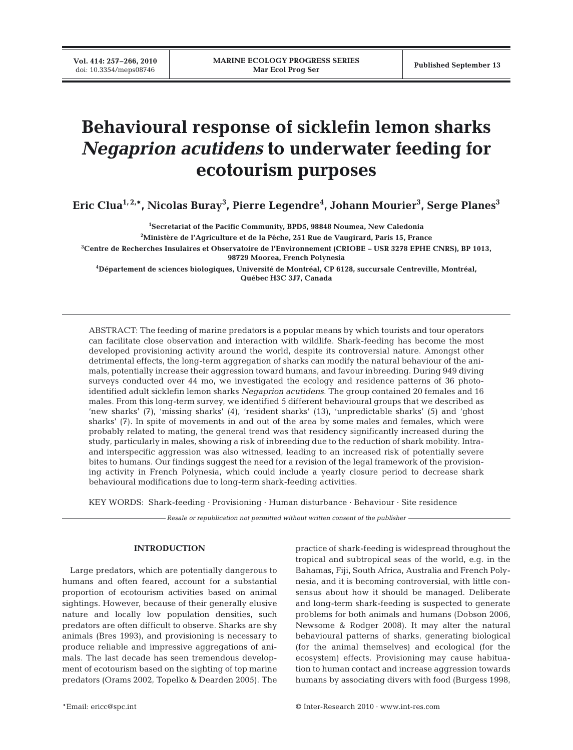# Behavioural response of sicklefin lemon sharks *Negaprion acutidens* to underwater feeding for ecotourism purposes

**Eric Clua[1,2,\*], Nicolas Buray[3], Pierre Legendre[4], Johann Mourier[3], Serge Planes[3]**

[1]Secretariat of the Pacific Community, BPD5, 98848 Noumea, New Caledonia

[2]Ministère de l'Agriculture et de la Pêche, 251 Rue de Vaugirard, Paris 15, France

[3]Centre de Recherches Insulaires et Observatoire de l'Environnement (CRIOBE – USR 3278 EPHE CNRS), BP 1013, 98729 Moorea, French Polynesia

[4]Département de sciences biologiques, Université de Montréal, CP 6128, succursale Centreville, Montréal, Québec H3C 3J7, Canada

ABSTRACT: The feeding of marine predators is a popular means by which tourists and tour operators can facilitate close observation and interaction with wildlife. Shark-feeding has become the most developed provisioning activity around the world, despite its controversial nature. Amongst other detrimental effects, the long-term aggregation of sharks can modify the natural behaviour of the animals, potentially increase their aggression toward humans, and favour inbreeding. During 949 diving surveys conducted over 44 mo, we investigated the ecology and residence patterns of 36 photo-identified adult sicklefin lemon sharks *Negaprion acutidens*. The group contained 20 females and 16 males. From this long-term survey, we identified 5 different behavioural groups that we described as 'new sharks' (7), 'missing sharks' (4), 'resident sharks' (13), 'unpredictable sharks' (5) and 'ghost sharks' (7). In spite of movements in and out of the area by some males and females, which were probably related to mating, the general trend was that residency significantly increased during the study, particularly in males, showing a risk of inbreeding due to the reduction of shark mobility. Intra- and interspecific aggression was also witnessed, leading to an increased risk of potentially severe bites to humans. Our findings suggest the need for a revision of the legal framework of the provisioning activity in French Polynesia, which could include a yearly closure period to decrease shark behavioural modifications due to long-term shark-feeding activities.

KEY WORDS: Shark-feeding · Provisioning · Human disturbance · Behaviour · Site residence

*Resale or republication not permitted without written consent of the publisher*

## INTRODUCTION

Large predators, which are potentially dangerous to humans and often feared, account for a substantial proportion of ecotourism activities based on animal sightings. However, because of their generally elusive nature and locally low population densities, such predators are often difficult to observe. Sharks are shy animals (Bres 1993), and provisioning is necessary to produce reliable and impressive aggregations of animals. The last decade has seen tremendous development of ecotourism based on the sighting of top marine predators (Orams 2002, Topelko & Dearden 2005). The practice of shark-feeding is widespread throughout the tropical and subtropical seas of the world, e.g. in the Bahamas, Fiji, South Africa, Australia and French Polynesia, and it is becoming controversial, with little consensus about how it should be managed. Deliberate and long-term shark-feeding is suspected to generate problems for both animals and humans (Dobson 2006, Newsome & Rodger 2008). It may alter the natural behavioural patterns of sharks, generating biological (for the animal themselves) and ecological (for the ecosystem) effects. Provisioning may cause habituation to human contact and increase aggression towards humans by associating divers with food (Burgess 1998,

\*Email: ericc@spc.int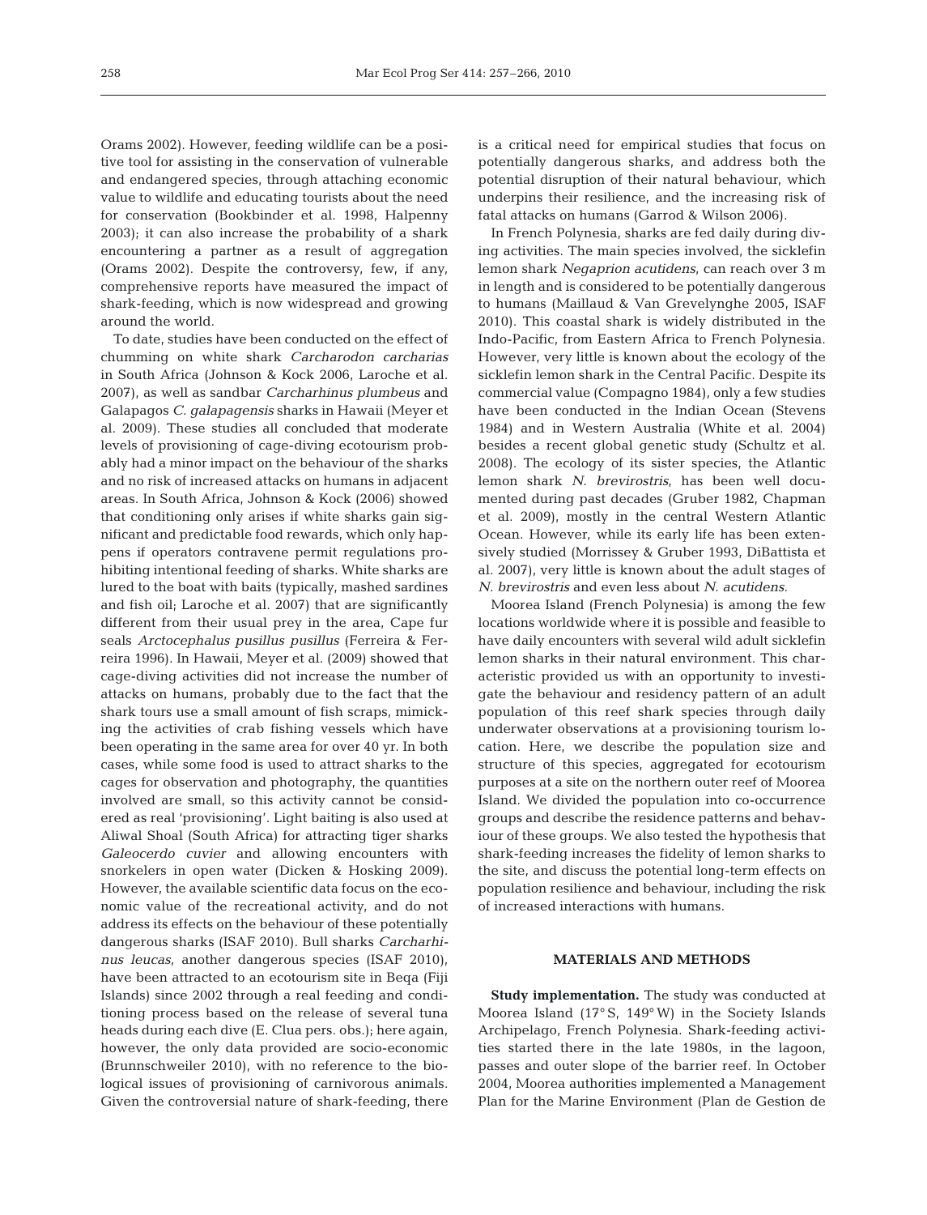Orams 2002). However, feeding wildlife can be a positive tool for assisting in the conservation of vulnerable and endangered species, through attaching economic value to wildlife and educating tourists about the need for conservation (Bookbinder et al. 1998, Halpenny 2003); it can also increase the probability of a shark encountering a partner as a result of aggregation (Orams 2002). Despite the controversy, few, if any, comprehensive reports have measured the impact of shark-feeding, which is now widespread and growing around the world.

To date, studies have been conducted on the effect of chumming on white shark *Carcharodon carcharias* in South Africa (Johnson & Kock 2006, Laroche et al. 2007), as well as sandbar *Carcharhinus plumbeus* and Galapagos *C. galapagensis* sharks in Hawaii (Meyer et al. 2009). These studies all concluded that moderate levels of provisioning of cage-diving ecotourism probably had a minor impact on the behaviour of the sharks and no risk of increased attacks on humans in adjacent areas. In South Africa, Johnson & Kock (2006) showed that conditioning only arises if white sharks gain significant and predictable food rewards, which only happens if operators contravene permit regulations prohibiting intentional feeding of sharks. White sharks are lured to the boat with baits (typically, mashed sardines and fish oil; Laroche et al. 2007) that are significantly different from their usual prey in the area, Cape fur seals *Arctocephalus pusillus pusillus* (Ferreira & Ferreira 1996). In Hawaii, Meyer et al. (2009) showed that cage-diving activities did not increase the number of attacks on humans, probably due to the fact that the shark tours use a small amount of fish scraps, mimicking the activities of crab fishing vessels which have been operating in the same area for over 40 yr. In both cases, while some food is used to attract sharks to the cages for observation and photography, the quantities involved are small, so this activity cannot be considered as real 'provisioning'. Light baiting is also used at Aliwal Shoal (South Africa) for attracting tiger sharks *Galeocerdo cuvier* and allowing encounters with snorkelers in open water (Dicken & Hosking 2009). However, the available scientific data focus on the economic value of the recreational activity, and do not address its effects on the behaviour of these potentially dangerous sharks (ISAF 2010). Bull sharks *Carcharhinus leucas*, another dangerous species (ISAF 2010), have been attracted to an ecotourism site in Beqa (Fiji Islands) since 2002 through a real feeding and conditioning process based on the release of several tuna heads during each dive (E. Clua pers. obs.); here again, however, the only data provided are socio-economic (Brunnschweiler 2010), with no reference to the biological issues of provisioning of carnivorous animals. Given the controversial nature of shark-feeding, there is a critical need for empirical studies that focus on potentially dangerous sharks, and address both the potential disruption of their natural behaviour, which underpins their resilience, and the increasing risk of fatal attacks on humans (Garrod & Wilson 2006).

In French Polynesia, sharks are fed daily during diving activities. The main species involved, the sicklefin lemon shark *Negaprion acutidens*, can reach over 3 m in length and is considered to be potentially dangerous to humans (Maillaud & Van Grevelynghe 2005, ISAF 2010). This coastal shark is widely distributed in the Indo-Pacific, from Eastern Africa to French Polynesia. However, very little is known about the ecology of the sicklefin lemon shark in the Central Pacific. Despite its commercial value (Compagno 1984), only a few studies have been conducted in the Indian Ocean (Stevens 1984) and in Western Australia (White et al. 2004) besides a recent global genetic study (Schultz et al. 2008). The ecology of its sister species, the Atlantic lemon shark *N. brevirostris*, has been well documented during past decades (Gruber 1982, Chapman et al. 2009), mostly in the central Western Atlantic Ocean. However, while its early life has been extensively studied (Morrissey & Gruber 1993, DiBattista et al. 2007), very little is known about the adult stages of *N. brevirostris* and even less about *N. acutidens*.

Moorea Island (French Polynesia) is among the few locations worldwide where it is possible and feasible to have daily encounters with several wild adult sicklefin lemon sharks in their natural environment. This characteristic provided us with an opportunity to investigate the behaviour and residency pattern of an adult population of this reef shark species through daily underwater observations at a provisioning tourism location. Here, we describe the population size and structure of this species, aggregated for ecotourism purposes at a site on the northern outer reef of Moorea Island. We divided the population into co-occurrence groups and describe the residence patterns and behaviour of these groups. We also tested the hypothesis that shark-feeding increases the fidelity of lemon sharks to the site, and discuss the potential long-term effects on population resilience and behaviour, including the risk of increased interactions with humans.

## MATERIALS AND METHODS

**Study implementation.** The study was conducted at Moorea Island (17° S, 149° W) in the Society Islands Archipelago, French Polynesia. Shark-feeding activities started there in the late 1980s, in the lagoon, passes and outer slope of the barrier reef. In October 2004, Moorea authorities implemented a Management Plan for the Marine Environment (Plan de Gestion de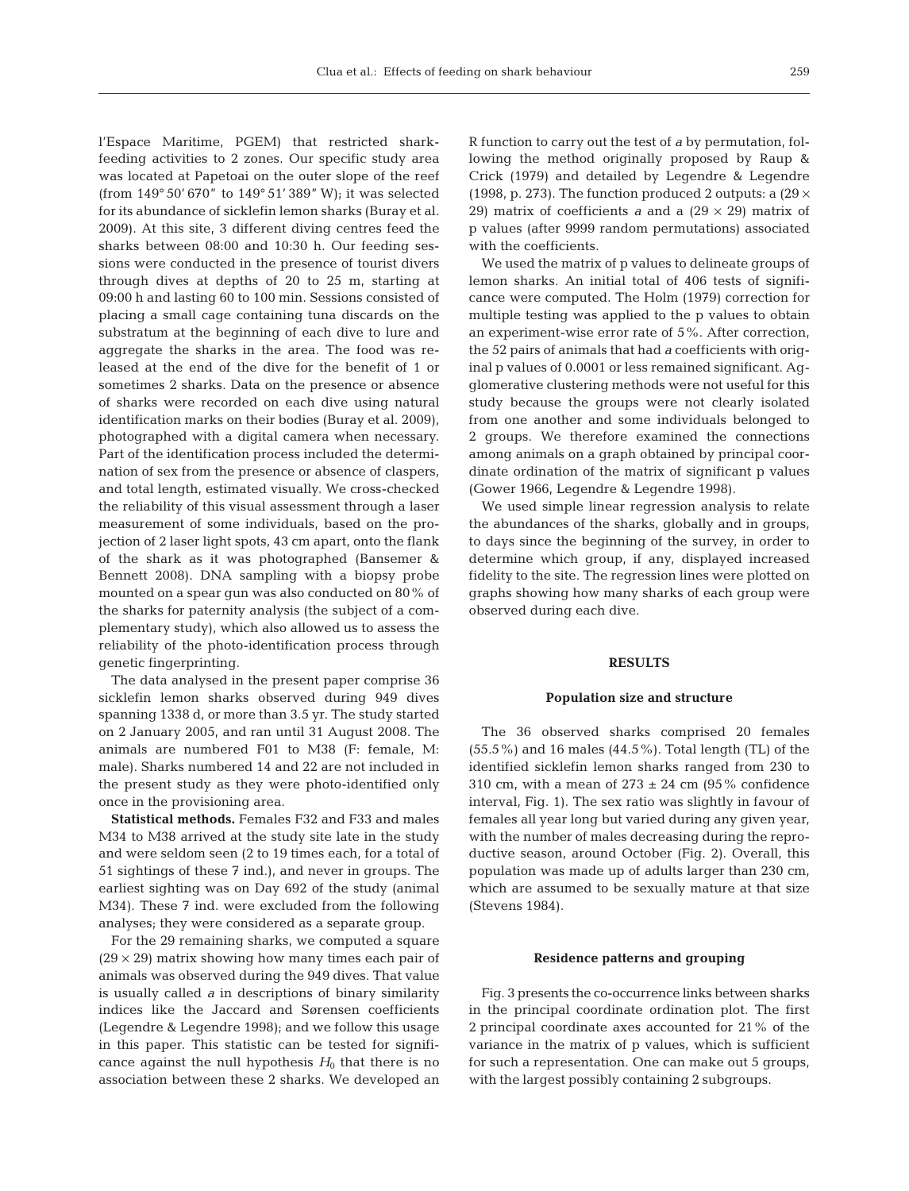l'Espace Maritime, PGEM) that restricted shark-feeding activities to 2 zones. Our specific study area was located at Papetoai on the outer slope of the reef (from 149° 50′ 670″ to 149° 51′ 389″ W); it was selected for its abundance of sicklefin lemon sharks (Buray et al. 2009). At this site, 3 different diving centres feed the sharks between 08:00 and 10:30 h. Our feeding sessions were conducted in the presence of tourist divers through dives at depths of 20 to 25 m, starting at 09:00 h and lasting 60 to 100 min. Sessions consisted of placing a small cage containing tuna discards on the substratum at the beginning of each dive to lure and aggregate the sharks in the area. The food was released at the end of the dive for the benefit of 1 or sometimes 2 sharks. Data on the presence or absence of sharks were recorded on each dive using natural identification marks on their bodies (Buray et al. 2009), photographed with a digital camera when necessary. Part of the identification process included the determination of sex from the presence or absence of claspers, and total length, estimated visually. We cross-checked the reliability of this visual assessment through a laser measurement of some individuals, based on the projection of 2 laser light spots, 43 cm apart, onto the flank of the shark as it was photographed (Bansemer & Bennett 2008). DNA sampling with a biopsy probe mounted on a spear gun was also conducted on 80% of the sharks for paternity analysis (the subject of a complementary study), which also allowed us to assess the reliability of the photo-identification process through genetic fingerprinting.

The data analysed in the present paper comprise 36 sicklefin lemon sharks observed during 949 dives spanning 1338 d, or more than 3.5 yr. The study started on 2 January 2005, and ran until 31 August 2008. The animals are numbered F01 to M38 (F: female, M: male). Sharks numbered 14 and 22 are not included in the present study as they were photo-identified only once in the provisioning area.

**Statistical methods.** Females F32 and F33 and males M34 to M38 arrived at the study site late in the study and were seldom seen (2 to 19 times each, for a total of 51 sightings of these 7 ind.), and never in groups. The earliest sighting was on Day 692 of the study (animal M34). These 7 ind. were excluded from the following analyses; they were considered as a separate group.

For the 29 remaining sharks, we computed a square ($29 \times 29$) matrix showing how many times each pair of animals was observed during the 949 dives. That value is usually called *a* in descriptions of binary similarity indices like the Jaccard and Sørensen coefficients (Legendre & Legendre 1998); and we follow this usage in this paper. This statistic can be tested for significance against the null hypothesis $H_0$ that there is no association between these 2 sharks. We developed an R function to carry out the test of *a* by permutation, following the method originally proposed by Raup & Crick (1979) and detailed by Legendre & Legendre (1998, p. 273). The function produced 2 outputs: a ($29 \times 29$) matrix of coefficients *a* and a ($29 \times 29$) matrix of p values (after 9999 random permutations) associated with the coefficients.

We used the matrix of p values to delineate groups of lemon sharks. An initial total of 406 tests of significance were computed. The Holm (1979) correction for multiple testing was applied to the p values to obtain an experiment-wise error rate of 5%. After correction, the 52 pairs of animals that had *a* coefficients with original p values of 0.0001 or less remained significant. Agglomerative clustering methods were not useful for this study because the groups were not clearly isolated from one another and some individuals belonged to 2 groups. We therefore examined the connections among animals on a graph obtained by principal coordinate ordination of the matrix of significant p values (Gower 1966, Legendre & Legendre 1998).

We used simple linear regression analysis to relate the abundances of the sharks, globally and in groups, to days since the beginning of the survey, in order to determine which group, if any, displayed increased fidelity to the site. The regression lines were plotted on graphs showing how many sharks of each group were observed during each dive.

## RESULTS

### Population size and structure

The 36 observed sharks comprised 20 females (55.5%) and 16 males (44.5%). Total length (TL) of the identified sicklefin lemon sharks ranged from 230 to 310 cm, with a mean of 273 ± 24 cm (95% confidence interval, Fig. 1). The sex ratio was slightly in favour of females all year long but varied during any given year, with the number of males decreasing during the reproductive season, around October (Fig. 2). Overall, this population was made up of adults larger than 230 cm, which are assumed to be sexually mature at that size (Stevens 1984).

### Residence patterns and grouping

Fig. 3 presents the co-occurrence links between sharks in the principal coordinate ordination plot. The first 2 principal coordinate axes accounted for 21% of the variance in the matrix of p values, which is sufficient for such a representation. One can make out 5 groups, with the largest possibly containing 2 subgroups.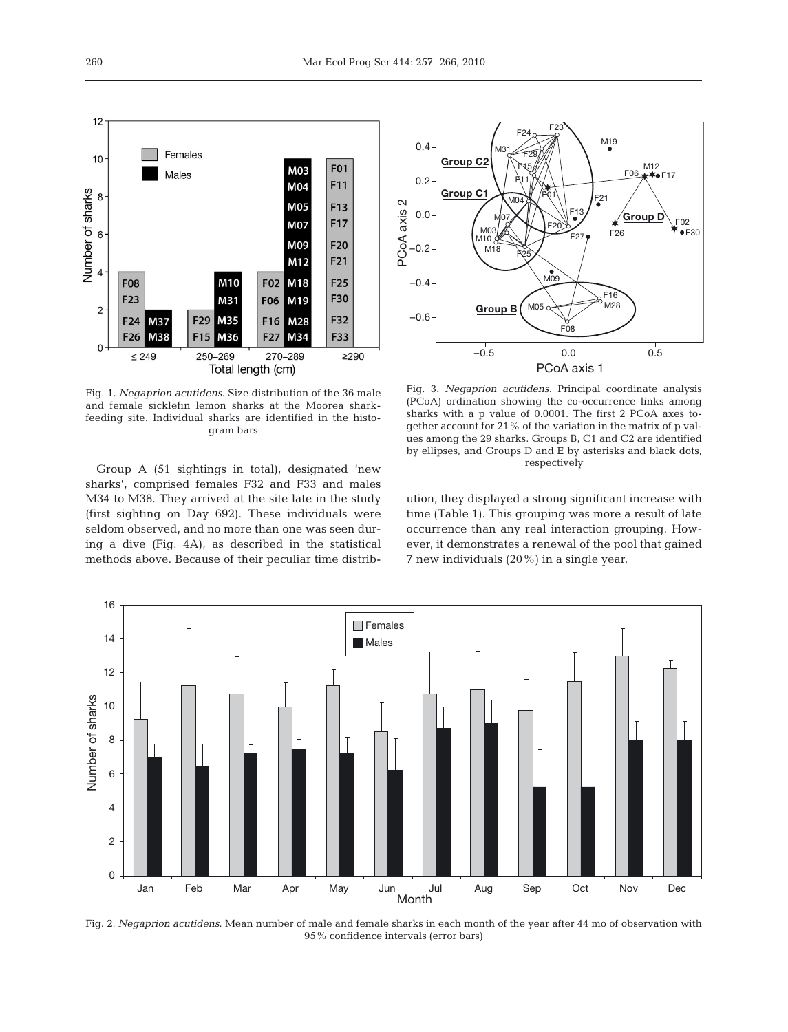Fig. 1. *Negaprion acutidens*. Size distribution of the 36 male and female sicklefin lemon sharks at the Moorea shark-feeding site. Individual sharks are identified in the histogram bars

Fig. 3. *Negaprion acutidens*. Principal coordinate analysis (PCoA) ordination showing the co-occurrence links among sharks with a p value of 0.0001. The first 2 PCoA axes together account for 21% of the variation in the matrix of p values among the 29 sharks. Groups B, C1 and C2 are identified by ellipses, and Groups D and E by asterisks and black dots, respectively

Group A (51 sightings in total), designated 'new sharks', comprised females F32 and F33 and males M34 to M38. They arrived at the site late in the study (first sighting on Day 692). These individuals were seldom observed, and no more than one was seen during a dive (Fig. 4A), as described in the statistical methods above. Because of their peculiar time distribution, they displayed a strong significant increase with time (Table 1). This grouping was more a result of late occurrence than any real interaction grouping. However, it demonstrates a renewal of the pool that gained 7 new individuals (20%) in a single year.

Fig. 2. *Negaprion acutidens*. Mean number of male and female sharks in each month of the year after 44 mo of observation with 95% confidence intervals (error bars)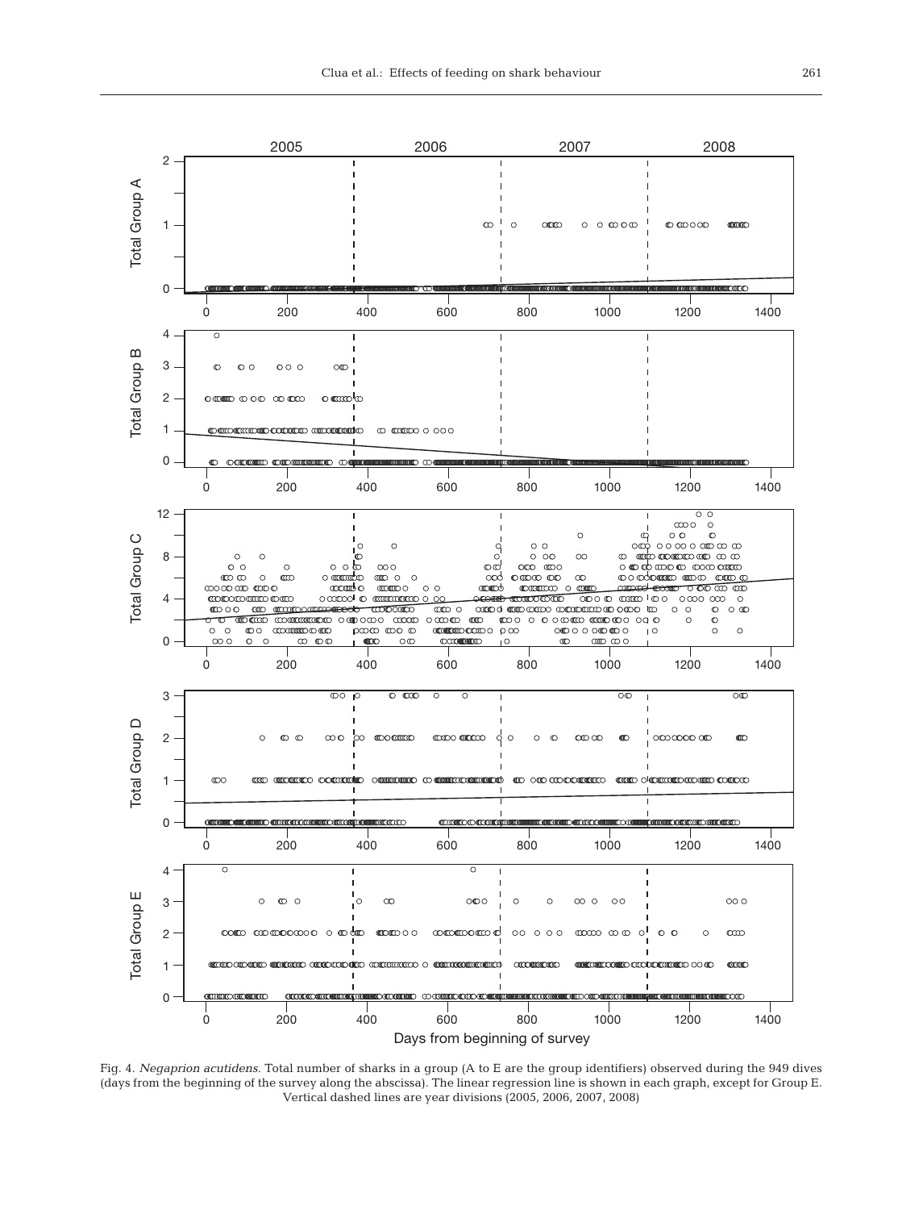Fig. 4. *Negaprion acutidens*. Total number of sharks in a group (A to E are the group identifiers) observed during the 949 dives (days from the beginning of the survey along the abscissa). The linear regression line is shown in each graph, except for Group E. Vertical dashed lines are year divisions (2005, 2006, 2007, 2008)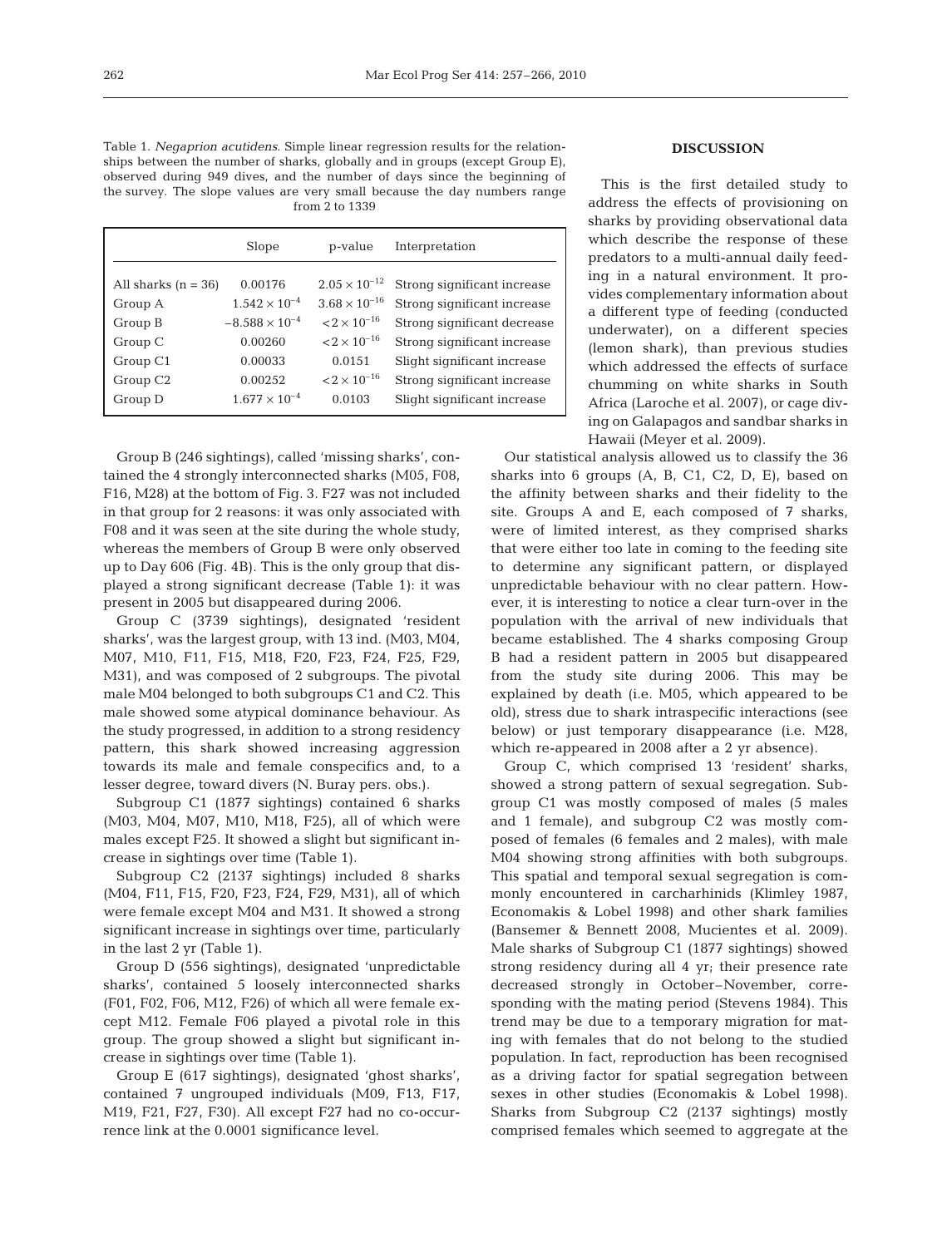Table 1. *Negaprion acutidens*. Simple linear regression results for the relationships between the number of sharks, globally and in groups (except Group E), observed during 949 dives, and the number of days since the beginning of the survey. The slope values are very small because the day numbers range from 2 to 1339

| | Slope | p-value | Interpretation |
|---|---|---|---|
| All sharks (n = 36) | 0.00176 | $2.05 \times 10^{-12}$ | Strong significant increase |
| Group A | $1.542 \times 10^{-4}$ | $3.68 \times 10^{-16}$ | Strong significant increase |
| Group B | $-8.588 \times 10^{-4}$ | $<2 \times 10^{-16}$ | Strong significant decrease |
| Group C | 0.00260 | $<2 \times 10^{-16}$ | Strong significant increase |
| Group C1 | 0.00033 | 0.0151 | Slight significant increase |
| Group C2 | 0.00252 | $<2 \times 10^{-16}$ | Strong significant increase |
| Group D | $1.677 \times 10^{-4}$ | 0.0103 | Slight significant increase |

Group B (246 sightings), called 'missing sharks', contained the 4 strongly interconnected sharks (M05, F08, F16, M28) at the bottom of Fig. 3. F27 was not included in that group for 2 reasons: it was only associated with F08 and it was seen at the site during the whole study, whereas the members of Group B were only observed up to Day 606 (Fig. 4B). This is the only group that displayed a strong significant decrease (Table 1): it was present in 2005 but disappeared during 2006.

Group C (3739 sightings), designated 'resident sharks', was the largest group, with 13 ind. (M03, M04, M07, M10, F11, F15, M18, F20, F23, F24, F25, F29, M31), and was composed of 2 subgroups. The pivotal male M04 belonged to both subgroups C1 and C2. This male showed some atypical dominance behaviour. As the study progressed, in addition to a strong residency pattern, this shark showed increasing aggression towards its male and female conspecifics and, to a lesser degree, toward divers (N. Buray pers. obs.).

Subgroup C1 (1877 sightings) contained 6 sharks (M03, M04, M07, M10, M18, F25), all of which were males except F25. It showed a slight but significant increase in sightings over time (Table 1).

Subgroup C2 (2137 sightings) included 8 sharks (M04, F11, F15, F20, F23, F24, F29, M31), all of which were female except M04 and M31. It showed a strong significant increase in sightings over time, particularly in the last 2 yr (Table 1).

Group D (556 sightings), designated 'unpredictable sharks', contained 5 loosely interconnected sharks (F01, F02, F06, M12, F26) of which all were female except M12. Female F06 played a pivotal role in this group. The group showed a slight but significant increase in sightings over time (Table 1).

Group E (617 sightings), designated 'ghost sharks', contained 7 ungrouped individuals (M09, F13, F17, M19, F21, F27, F30). All except F27 had no co-occurrence link at the 0.0001 significance level.

## DISCUSSION

This is the first detailed study to address the effects of provisioning on sharks by providing observational data which describe the response of these predators to a multi-annual daily feeding in a natural environment. It provides complementary information about a different type of feeding (conducted underwater), on a different species (lemon shark), than previous studies which addressed the effects of surface chumming on white sharks in South Africa (Laroche et al. 2007), or cage diving on Galapagos and sandbar sharks in Hawaii (Meyer et al. 2009).

Our statistical analysis allowed us to classify the 36 sharks into 6 groups (A, B, C1, C2, D, E), based on the affinity between sharks and their fidelity to the site. Groups A and E, each composed of 7 sharks, were of limited interest, as they comprised sharks that were either too late in coming to the feeding site to determine any significant pattern, or displayed unpredictable behaviour with no clear pattern. However, it is interesting to notice a clear turn-over in the population with the arrival of new individuals that became established. The 4 sharks composing Group B had a resident pattern in 2005 but disappeared from the study site during 2006. This may be explained by death (i.e. M05, which appeared to be old), stress due to shark intraspecific interactions (see below) or just temporary disappearance (i.e. M28, which re-appeared in 2008 after a 2 yr absence).

Group C, which comprised 13 'resident' sharks, showed a strong pattern of sexual segregation. Subgroup C1 was mostly composed of males (5 males and 1 female), and subgroup C2 was mostly composed of females (6 females and 2 males), with male M04 showing strong affinities with both subgroups. This spatial and temporal sexual segregation is commonly encountered in carcharhinids (Klimley 1987, Economakis & Lobel 1998) and other shark families (Bansemer & Bennett 2008, Mucientes et al. 2009). Male sharks of Subgroup C1 (1877 sightings) showed strong residency during all 4 yr; their presence rate decreased strongly in October–November, corresponding with the mating period (Stevens 1984). This trend may be due to a temporary migration for mating with females that do not belong to the studied population. In fact, reproduction has been recognised as a driving factor for spatial segregation between sexes in other studies (Economakis & Lobel 1998). Sharks from Subgroup C2 (2137 sightings) mostly comprised females which seemed to aggregate at the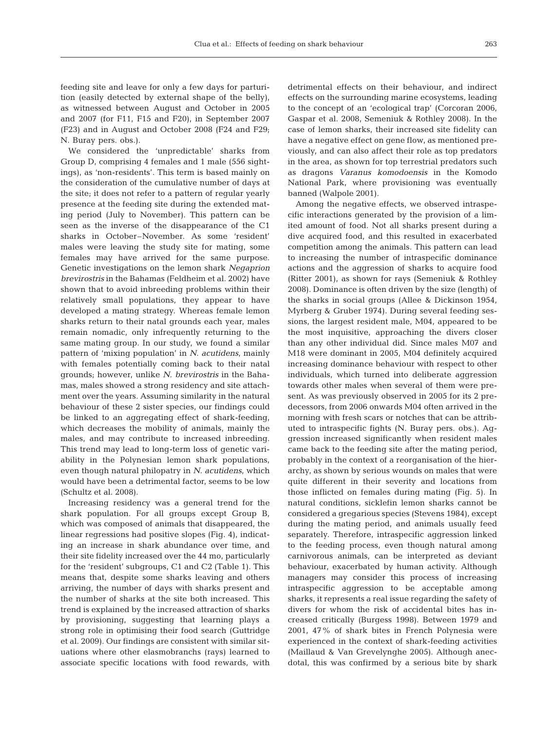feeding site and leave for only a few days for parturition (easily detected by external shape of the belly), as witnessed between August and October in 2005 and 2007 (for F11, F15 and F20), in September 2007 (F23) and in August and October 2008 (F24 and F29; N. Buray pers. obs.).

We considered the 'unpredictable' sharks from Group D, comprising 4 females and 1 male (556 sightings), as 'non-residents'. This term is based mainly on the consideration of the cumulative number of days at the site; it does not refer to a pattern of regular yearly presence at the feeding site during the extended mating period (July to November). This pattern can be seen as the inverse of the disappearance of the C1 sharks in October–November. As some 'resident' males were leaving the study site for mating, some females may have arrived for the same purpose. Genetic investigations on the lemon shark *Negaprion brevirostris* in the Bahamas (Feldheim et al. 2002) have shown that to avoid inbreeding problems within their relatively small populations, they appear to have developed a mating strategy. Whereas female lemon sharks return to their natal grounds each year, males remain nomadic, only infrequently returning to the same mating group. In our study, we found a similar pattern of 'mixing population' in *N. acutidens*, mainly with females potentially coming back to their natal grounds; however, unlike *N. brevirostris* in the Bahamas, males showed a strong residency and site attachment over the years. Assuming similarity in the natural behaviour of these 2 sister species, our findings could be linked to an aggregating effect of shark-feeding, which decreases the mobility of animals, mainly the males, and may contribute to increased inbreeding. This trend may lead to long-term loss of genetic variability in the Polynesian lemon shark populations, even though natural philopatry in *N. acutidens*, which would have been a detrimental factor, seems to be low (Schultz et al. 2008).

Increasing residency was a general trend for the shark population. For all groups except Group B, which was composed of animals that disappeared, the linear regressions had positive slopes (Fig. 4), indicating an increase in shark abundance over time, and their site fidelity increased over the 44 mo, particularly for the 'resident' subgroups, C1 and C2 (Table 1). This means that, despite some sharks leaving and others arriving, the number of days with sharks present and the number of sharks at the site both increased. This trend is explained by the increased attraction of sharks by provisioning, suggesting that learning plays a strong role in optimising their food search (Guttridge et al. 2009). Our findings are consistent with similar situations where other elasmobranchs (rays) learned to associate specific locations with food rewards, with detrimental effects on their behaviour, and indirect effects on the surrounding marine ecosystems, leading to the concept of an 'ecological trap' (Corcoran 2006, Gaspar et al. 2008, Semeniuk & Rothley 2008). In the case of lemon sharks, their increased site fidelity can have a negative effect on gene flow, as mentioned previously, and can also affect their role as top predators in the area, as shown for top terrestrial predators such as dragons *Varanus komodoensis* in the Komodo National Park, where provisioning was eventually banned (Walpole 2001).

Among the negative effects, we observed intraspecific interactions generated by the provision of a limited amount of food. Not all sharks present during a dive acquired food, and this resulted in exacerbated competition among the animals. This pattern can lead to increasing the number of intraspecific dominance actions and the aggression of sharks to acquire food (Ritter 2001), as shown for rays (Semeniuk & Rothley 2008). Dominance is often driven by the size (length) of the sharks in social groups (Allee & Dickinson 1954, Myrberg & Gruber 1974). During several feeding sessions, the largest resident male, M04, appeared to be the most inquisitive, approaching the divers closer than any other individual did. Since males M07 and M18 were dominant in 2005, M04 definitely acquired increasing dominance behaviour with respect to other individuals, which turned into deliberate aggression towards other males when several of them were present. As was previously observed in 2005 for its 2 predecessors, from 2006 onwards M04 often arrived in the morning with fresh scars or notches that can be attributed to intraspecific fights (N. Buray pers. obs.). Aggression increased significantly when resident males came back to the feeding site after the mating period, probably in the context of a reorganisation of the hierarchy, as shown by serious wounds on males that were quite different in their severity and locations from those inflicted on females during mating (Fig. 5). In natural conditions, sicklefin lemon sharks cannot be considered a gregarious species (Stevens 1984), except during the mating period, and animals usually feed separately. Therefore, intraspecific aggression linked to the feeding process, even though natural among carnivorous animals, can be interpreted as deviant behaviour, exacerbated by human activity. Although managers may consider this process of increasing intraspecific aggression to be acceptable among sharks, it represents a real issue regarding the safety of divers for whom the risk of accidental bites has increased critically (Burgess 1998). Between 1979 and 2001, 47% of shark bites in French Polynesia were experienced in the context of shark-feeding activities (Maillaud & Van Grevelynghe 2005). Although anecdotal, this was confirmed by a serious bite by shark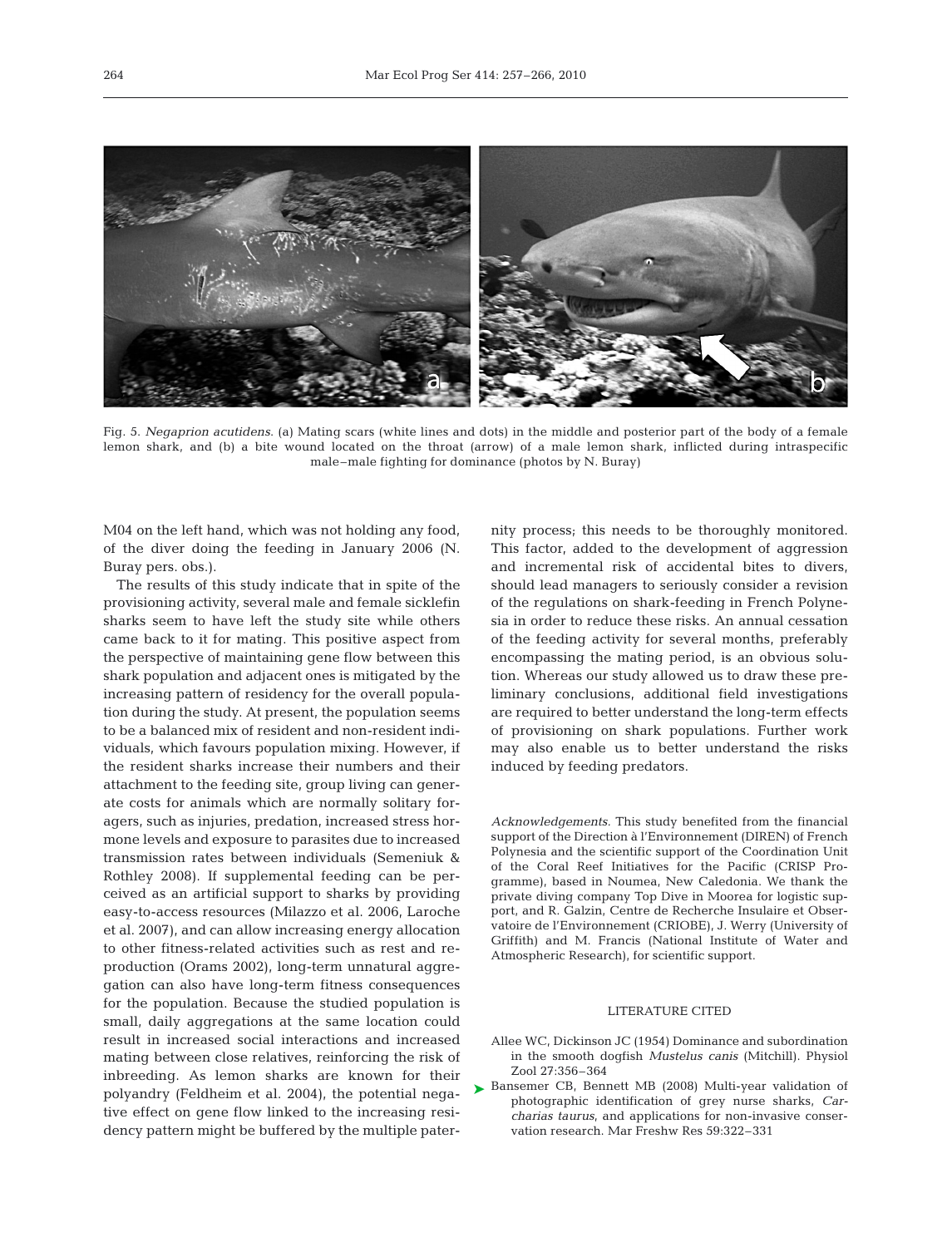Fig. 5. *Negaprion acutidens.* (a) Mating scars (white lines and dots) in the middle and posterior part of the body of a female lemon shark, and (b) a bite wound located on the throat (arrow) of a male lemon shark, inflicted during intraspecific male–male fighting for dominance (photos by N. Buray)

M04 on the left hand, which was not holding any food, of the diver doing the feeding in January 2006 (N. Buray pers. obs.).

The results of this study indicate that in spite of the provisioning activity, several male and female sicklefin sharks seem to have left the study site while others came back to it for mating. This positive aspect from the perspective of maintaining gene flow between this shark population and adjacent ones is mitigated by the increasing pattern of residency for the overall population during the study. At present, the population seems to be a balanced mix of resident and non-resident individuals, which favours population mixing. However, if the resident sharks increase their numbers and their attachment to the feeding site, group living can generate costs for animals which are normally solitary foragers, such as injuries, predation, increased stress hormone levels and exposure to parasites due to increased transmission rates between individuals (Semeniuk & Rothley 2008). If supplemental feeding can be perceived as an artificial support to sharks by providing easy-to-access resources (Milazzo et al. 2006, Laroche et al. 2007), and can allow increasing energy allocation to other fitness-related activities such as rest and reproduction (Orams 2002), long-term unnatural aggregation can also have long-term fitness consequences for the population. Because the studied population is small, daily aggregations at the same location could result in increased social interactions and increased mating between close relatives, reinforcing the risk of inbreeding. As lemon sharks are known for their polyandry (Feldheim et al. 2004), the potential negative effect on gene flow linked to the increasing residency pattern might be buffered by the multiple paternity process; this needs to be thoroughly monitored. This factor, added to the development of aggression and incremental risk of accidental bites to divers, should lead managers to seriously consider a revision of the regulations on shark-feeding in French Polynesia in order to reduce these risks. An annual cessation of the feeding activity for several months, preferably encompassing the mating period, is an obvious solution. Whereas our study allowed us to draw these preliminary conclusions, additional field investigations are required to better understand the long-term effects of provisioning on shark populations. Further work may also enable us to better understand the risks induced by feeding predators.

*Acknowledgements.* This study benefited from the financial support of the Direction à l'Environnement (DIREN) of French Polynesia and the scientific support of the Coordination Unit of the Coral Reef Initiatives for the Pacific (CRISP Programme), based in Noumea, New Caledonia. We thank the private diving company Top Dive in Moorea for logistic support, and R. Galzin, Centre de Recherche Insulaire et Observatoire de l'Environnement (CRIOBE), J. Werry (University of Griffith) and M. Francis (National Institute of Water and Atmospheric Research), for scientific support.

## LITERATURE CITED

Allee WC, Dickinson JC (1954) Dominance and subordination in the smooth dogfish *Mustelus canis* (Mitchill). Physiol Zool 27:356–364

Bansemer CB, Bennett MB (2008) Multi-year validation of photographic identification of grey nurse sharks, *Carcharias taurus*, and applications for non-invasive conservation research. Mar Freshw Res 59:322–331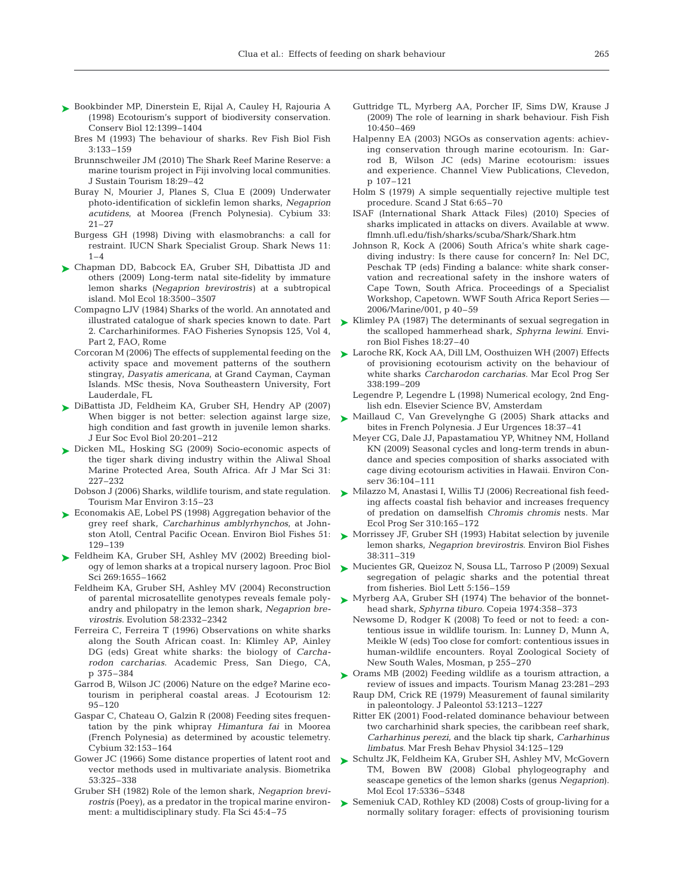Bookbinder MP, Dinerstein E, Rijal A, Cauley H, Rajouria A (1998) Ecotourism's support of biodiversity conservation. Conserv Biol 12:1399–1404

Bres M (1993) The behaviour of sharks. Rev Fish Biol Fish 3:133–159

Brunnschweiler JM (2010) The Shark Reef Marine Reserve: a marine tourism project in Fiji involving local communities. J Sustain Tourism 18:29–42

Buray N, Mourier J, Planes S, Clua E (2009) Underwater photo-identification of sicklefin lemon sharks, *Negaprion acutidens*, at Moorea (French Polynesia). Cybium 33: 21–27

Burgess GH (1998) Diving with elasmobranchs: a call for restraint. IUCN Shark Specialist Group. Shark News 11: 1–4

Chapman DD, Babcock EA, Gruber SH, Dibattista JD and others (2009) Long-term natal site-fidelity by immature lemon sharks (*Negaprion brevirostris*) at a subtropical island. Mol Ecol 18:3500–3507

Compagno LJV (1984) Sharks of the world. An annotated and illustrated catalogue of shark species known to date. Part 2. Carcharhiniformes. FAO Fisheries Synopsis 125, Vol 4, Part 2, FAO, Rome

Corcoran M (2006) The effects of supplemental feeding on the activity space and movement patterns of the southern stingray, *Dasyatis americana*, at Grand Cayman, Cayman Islands. MSc thesis, Nova Southeastern University, Fort Lauderdale, FL

DiBattista JD, Feldheim KA, Gruber SH, Hendry AP (2007) When bigger is not better: selection against large size, high condition and fast growth in juvenile lemon sharks. J Eur Soc Evol Biol 20:201–212

Dicken ML, Hosking SG (2009) Socio-economic aspects of the tiger shark diving industry within the Aliwal Shoal Marine Protected Area, South Africa. Afr J Mar Sci 31: 227–232

Dobson J (2006) Sharks, wildlife tourism, and state regulation. Tourism Mar Environ 3:15–23

Economakis AE, Lobel PS (1998) Aggregation behavior of the grey reef shark, *Carcharhinus amblyrhynchos*, at Johnston Atoll, Central Pacific Ocean. Environ Biol Fishes 51: 129–139

Feldheim KA, Gruber SH, Ashley MV (2002) Breeding biology of lemon sharks at a tropical nursery lagoon. Proc Biol Sci 269:1655–1662

Feldheim KA, Gruber SH, Ashley MV (2004) Reconstruction of parental microsatellite genotypes reveals female polyandry and philopatry in the lemon shark, *Negaprion brevirostris*. Evolution 58:2332–2342

Ferreira C, Ferreira T (1996) Observations on white sharks along the South African coast. In: Klimley AP, Ainley DG (eds) Great white sharks: the biology of *Carcharodon carcharias*. Academic Press, San Diego, CA, p 375–384

Garrod B, Wilson JC (2006) Nature on the edge? Marine ecotourism in peripheral coastal areas. J Ecotourism 12: 95–120

Gaspar C, Chateau O, Galzin R (2008) Feeding sites frequentation by the pink whipray *Himantura fai* in Moorea (French Polynesia) as determined by acoustic telemetry. Cybium 32:153–164

Gower JC (1966) Some distance properties of latent root and vector methods used in multivariate analysis. Biometrika 53:325–338

Gruber SH (1982) Role of the lemon shark, *Negaprion brevirostris* (Poey), as a predator in the tropical marine environment: a multidisciplinary study. Fla Sci 45:4–75

Guttridge TL, Myrberg AA, Porcher IF, Sims DW, Krause J (2009) The role of learning in shark behaviour. Fish Fish 10:450–469

Halpenny EA (2003) NGOs as conservation agents: achieving conservation through marine ecotourism. In: Garrod B, Wilson JC (eds) Marine ecotourism: issues and experience. Channel View Publications, Clevedon, p 107–121

Holm S (1979) A simple sequentially rejective multiple test procedure. Scand J Stat 6:65–70

ISAF (International Shark Attack Files) (2010) Species of sharks implicated in attacks on divers. Available at www.flmnh.ufl.edu/fish/sharks/scuba/Shark/Shark.htm

Johnson R, Kock A (2006) South Africa's white shark cage-diving industry: Is there cause for concern? In: Nel DC, Peschak TP (eds) Finding a balance: white shark conservation and recreational safety in the inshore waters of Cape Town, South Africa. Proceedings of a Specialist Workshop, Capetown. WWF South Africa Report Series — 2006/Marine/001, p 40–59

Klimley PA (1987) The determinants of sexual segregation in the scalloped hammerhead shark, *Sphyrna lewini*. Environ Biol Fishes 18:27–40

Laroche RK, Kock AA, Dill LM, Oosthuizen WH (2007) Effects of provisioning ecotourism activity on the behaviour of white sharks *Carcharodon carcharias*. Mar Ecol Prog Ser 338:199–209

Legendre P, Legendre L (1998) Numerical ecology, 2nd English edn. Elsevier Science BV, Amsterdam

Maillaud C, Van Grevelynghe G (2005) Shark attacks and bites in French Polynesia. J Eur Urgences 18:37–41

Meyer CG, Dale JJ, Papastamatiou YP, Whitney NM, Holland KN (2009) Seasonal cycles and long-term trends in abundance and species composition of sharks associated with cage diving ecotourism activities in Hawaii. Environ Conserv 36:104–111

Milazzo M, Anastasi I, Willis TJ (2006) Recreational fish feeding affects coastal fish behavior and increases frequency of predation on damselfish *Chromis chromis* nests. Mar Ecol Prog Ser 310:165–172

Morrissey JF, Gruber SH (1993) Habitat selection by juvenile lemon sharks, *Negaprion brevirostris*. Environ Biol Fishes 38:311–319

Mucientes GR, Queizoz N, Sousa LL, Tarroso P (2009) Sexual segregation of pelagic sharks and the potential threat from fisheries. Biol Lett 5:156–159

Myrberg AA, Gruber SH (1974) The behavior of the bonnethead shark, *Sphyrna tiburo*. Copeia 1974:358–373

Newsome D, Rodger K (2008) To feed or not to feed: a contentious issue in wildlife tourism. In: Lunney D, Munn A, Meikle W (eds) Too close for comfort: contentious issues in human-wildlife encounters. Royal Zoological Society of New South Wales, Mosman, p 255–270

Orams MB (2002) Feeding wildlife as a tourism attraction, a review of issues and impacts. Tourism Manag 23:281–293

Raup DM, Crick RE (1979) Measurement of faunal similarity in paleontology. J Paleontol 53:1213–1227

Ritter EK (2001) Food-related dominance behaviour between two carcharhinid shark species, the caribbean reef shark, *Carharhinus perezi*, and the black tip shark, *Carharhinus limbatus*. Mar Fresh Behav Physiol 34:125–129

Schultz JK, Feldheim KA, Gruber SH, Ashley MV, McGovern TM, Bowen BW (2008) Global phylogeography and seascape genetics of the lemon sharks (genus *Negaprion*). Mol Ecol 17:5336–5348

Semeniuk CAD, Rothley KD (2008) Costs of group-living for a normally solitary forager: effects of provisioning tourism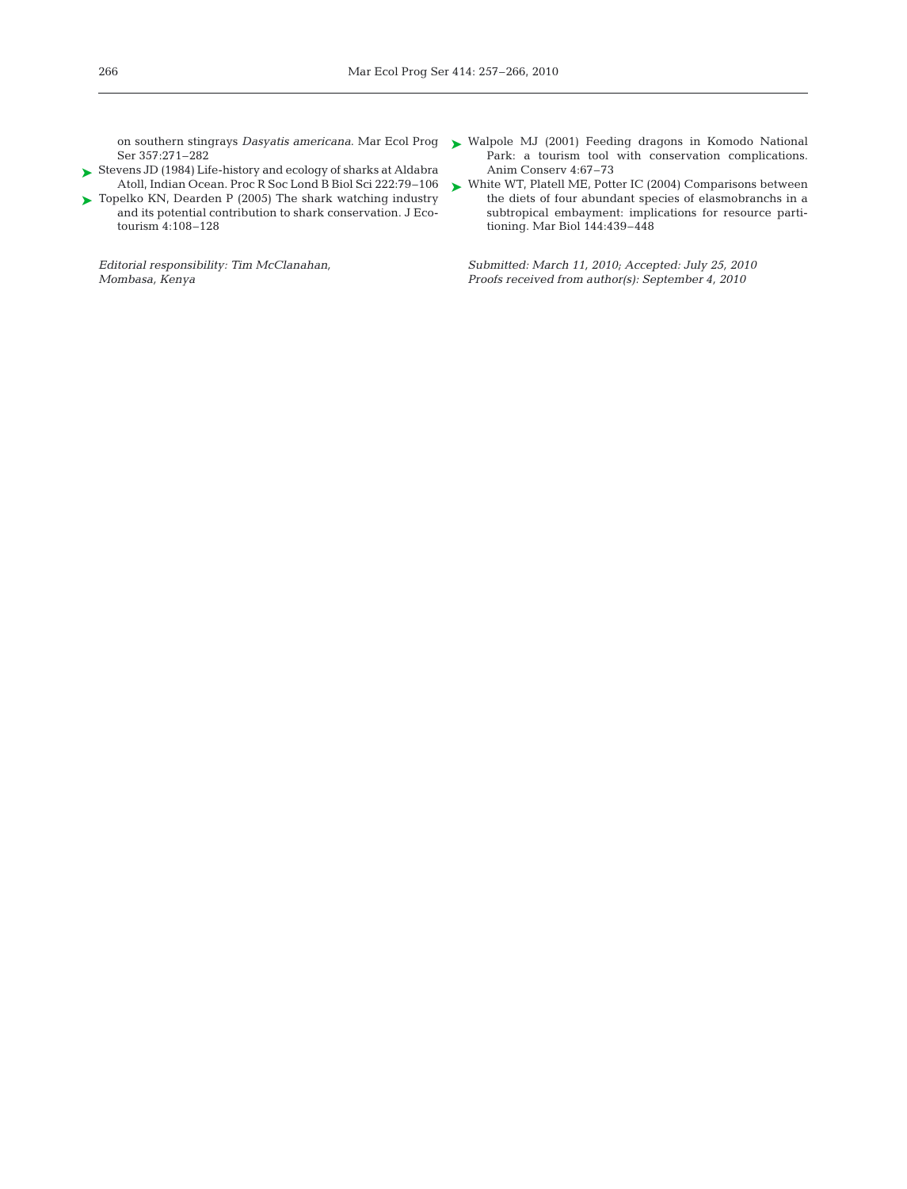on southern stingrays *Dasyatis americana*. Mar Ecol Prog Ser 357:271–282

- Stevens JD (1984) Life-history and ecology of sharks at Aldabra Atoll, Indian Ocean. Proc R Soc Lond B Biol Sci 222:79–106
- Topelko KN, Dearden P (2005) The shark watching industry and its potential contribution to shark conservation. J Ecotourism 4:108–128
- Walpole MJ (2001) Feeding dragons in Komodo National Park: a tourism tool with conservation complications. Anim Conserv 4:67–73
- White WT, Platell ME, Potter IC (2004) Comparisons between the diets of four abundant species of elasmobranchs in a subtropical embayment: implications for resource partitioning. Mar Biol 144:439–448

*Editorial responsibility: Tim McClanahan, Mombasa, Kenya*

*Submitted: March 11, 2010; Accepted: July 25, 2010*
*Proofs received from author(s): September 4, 2010*